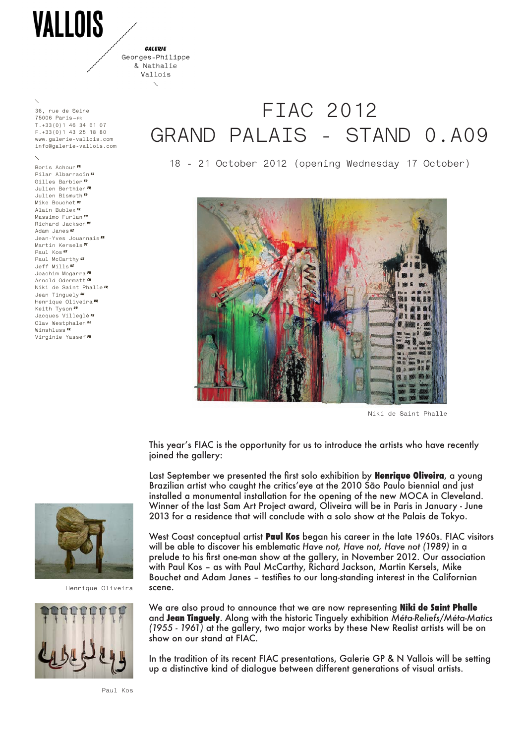# VALLOIS

**GALERIE**
Georges-Philippe
& Nathalie
Vallois

36, rue de Seine
75006 Paris – FR
T.+33(0)1 46 34 61 07
F.+33(0)1 43 25 18 80
www.galerie-vallois.com
info@galerie-vallois.com

Boris Achour FR
Pilar Albarracín ES
Gilles Barbier FR
Julien Berthier FR
Julien Bismuth FR
Mike Bouchet US
Alain Bublex FR
Massimo Furlan CH
Richard Jackson US
Adam Janes US
Jean-Yves Jouannais FR
Martin Kersels US
Paul Kos US
Paul McCarthy US
Jeff Mills US
Joachim Mogarra FR
Arnold Odermatt CH
Niki de Saint Phalle FR
Jean Tinguely CH
Henrique Oliveira BR
Keith Tyson GB
Jacques Villeglé FR
Olav Westphalen DE
Winshluss FR
Virginie Yassef FR

# FIAC 2012
# GRAND PALAIS - STAND 0.A09

18 - 21 October 2012 (opening Wednesday 17 October)

Niki de Saint Phalle

This year's FIAC is the opportunity for us to introduce the artists who have recently joined the gallery:

Last September we presented the first solo exhibition by **Henrique Oliveira**, a young Brazilian artist who caught the critics'eye at the 2010 São Paulo biennial and just installed a monumental installation for the opening of the new MOCA in Cleveland. Winner of the last Sam Art Project award, Oliveira will be in Paris in January - June 2013 for a residence that will conclude with a solo show at the Palais de Tokyo.

Henrique Oliveira

West Coast conceptual artist **Paul Kos** began his career in the late 1960s. FIAC visitors will be able to discover his emblematic *Have not, Have not, Have not (1989)* in a prelude to his first one-man show at the gallery, in November 2012. Our association with Paul Kos – as with Paul McCarthy, Richard Jackson, Martin Kersels, Mike Bouchet and Adam Janes – testifies to our long-standing interest in the Californian scene.

We are also proud to announce that we are now representing **Niki de Saint Phalle** and **Jean Tinguely**. Along with the historic Tinguely exhibition *Méta-Reliefs/Méta-Matics (1955 - 1961)* at the gallery, two major works by these New Realist artists will be on show on our stand at FIAC.

In the tradition of its recent FIAC presentations, Galerie GP & N Vallois will be setting up a distinctive kind of dialogue between different generations of visual artists.

Paul Kos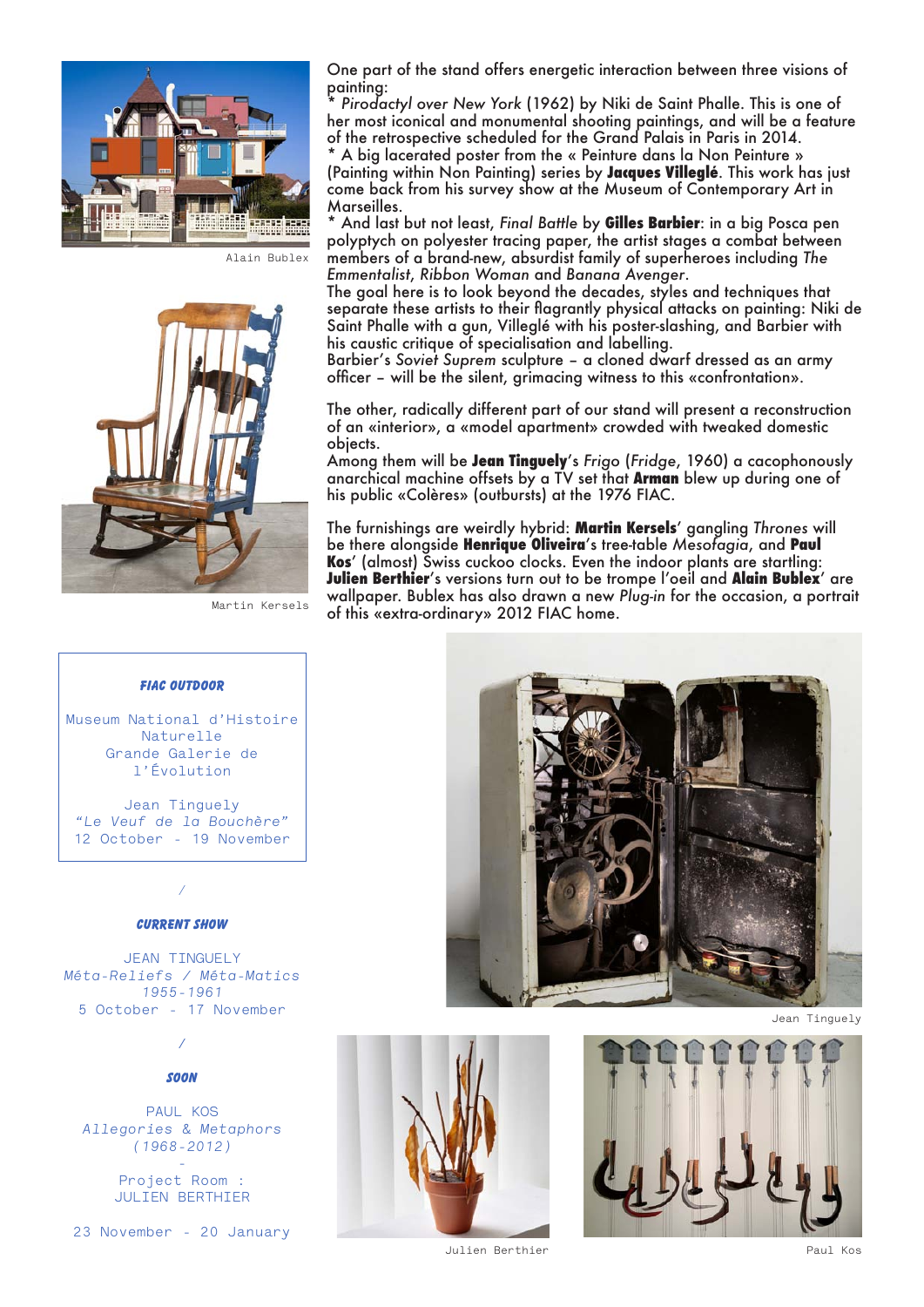One part of the stand offers energetic interaction between three visions of painting:

* *Pirodactyl over New York* (1962) by Niki de Saint Phalle. This is one of her most iconical and monumental shooting paintings, and will be a feature of the retrospective scheduled for the Grand Palais in Paris in 2014.
* A big lacerated poster from the « Peinture dans la Non Peinture » (Painting within Non Painting) series by **Jacques Villeglé**. This work has just come back from his survey show at the Museum of Contemporary Art in Marseilles.
* And last but not least, *Final Battle* by **Gilles Barbier**: in a big Posca pen polyptych on polyester tracing paper, the artist stages a combat between members of a brand-new, absurdist family of superheroes including *The Emmentalist*, *Ribbon Woman* and *Banana Avenger*.

The goal here is to look beyond the decades, styles and techniques that separate these artists to their flagrantly physical attacks on painting: Niki de Saint Phalle with a gun, Villeglé with his poster-slashing, and Barbier with his caustic critique of specialisation and labelling.
Barbier's *Soviet Suprem* sculpture – a cloned dwarf dressed as an army officer – will be the silent, grimacing witness to this «confrontation».

The other, radically different part of our stand will present a reconstruction of an «interior», a «model apartment» crowded with tweaked domestic objects.
Among them will be **Jean Tinguely**'s *Frigo* (*Fridge*, 1960) a cacophonously anarchical machine offsets by a TV set that **Arman** blew up during one of his public «Colères» (outbursts) at the 1976 FIAC.

The furnishings are weirdly hybrid: **Martin Kersels**' gangling *Thrones* will be there alongside **Henrique Oliveira**'s tree-table *Mesofagia*, and **Paul Kos**' (almost) Swiss cuckoo clocks. Even the indoor plants are startling: **Julien Berthier**'s versions turn out to be trompe l'oeil and **Alain Bublex**' are wallpaper. Bublex has also drawn a new *Plug-in* for the occasion, a portrait of this «extra-ordinary» 2012 FIAC home.

Alain Bublex

Martin Kersels

**FIAC OUTDOOR**

Museum National d'Histoire Naturelle
Grande Galerie de l'Évolution

Jean Tinguely
*"Le Veuf de la Bouchère"*
12 October - 19 November

/

**CURRENT SHOW**

JEAN TINGUELY
*Méta-Reliefs / Méta-Matics*
*1955-1961*
5 October - 17 November

/

**SOON**

PAUL KOS
*Allegories & Metaphors*
*(1968-2012)*
-
Project Room :
JULIEN BERTHIER

23 November - 20 January

Jean Tinguely

Julien Berthier

Paul Kos